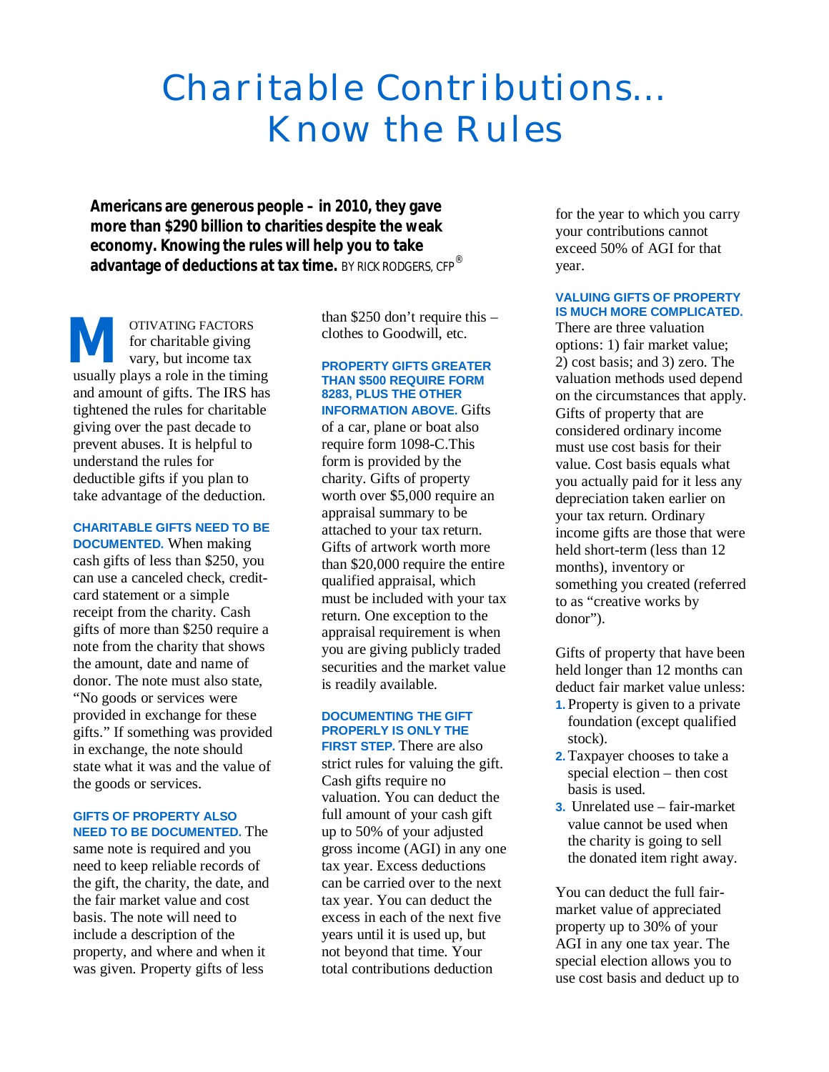# Charitable Contributions... Know the Rules

**Americans are generous people – in 2010, they gave more than $290 billion to charities despite the weak economy. Knowing the rules will help you to take advantage of deductions at tax time.** BY RICK RODGERS, CFP®

MOTIVATING FACTORS for charitable giving vary, but income tax usually plays a role in the timing and amount of gifts. The IRS has tightened the rules for charitable giving over the past decade to prevent abuses. It is helpful to understand the rules for deductible gifts if you plan to take advantage of the deduction.

**CHARITABLE GIFTS NEED TO BE DOCUMENTED.** When making cash gifts of less than $250, you can use a canceled check, credit-card statement or a simple receipt from the charity. Cash gifts of more than $250 require a note from the charity that shows the amount, date and name of donor. The note must also state, "No goods or services were provided in exchange for these gifts." If something was provided in exchange, the note should state what it was and the value of the goods or services.

**GIFTS OF PROPERTY ALSO NEED TO BE DOCUMENTED.** The same note is required and you need to keep reliable records of the gift, the charity, the date, and the fair market value and cost basis. The note will need to include a description of the property, and where and when it was given. Property gifts of less than $250 don't require this – clothes to Goodwill, etc.

**PROPERTY GIFTS GREATER THAN $500 REQUIRE FORM 8283, PLUS THE OTHER INFORMATION ABOVE.** Gifts of a car, plane or boat also require form 1098-C.This form is provided by the charity. Gifts of property worth over $5,000 require an appraisal summary to be attached to your tax return. Gifts of artwork worth more than $20,000 require the entire qualified appraisal, which must be included with your tax return. One exception to the appraisal requirement is when you are giving publicly traded securities and the market value is readily available.

**DOCUMENTING THE GIFT PROPERLY IS ONLY THE FIRST STEP.** There are also strict rules for valuing the gift. Cash gifts require no valuation. You can deduct the full amount of your cash gift up to 50% of your adjusted gross income (AGI) in any one tax year. Excess deductions can be carried over to the next tax year. You can deduct the excess in each of the next five years until it is used up, but not beyond that time. Your total contributions deduction for the year to which you carry your contributions cannot exceed 50% of AGI for that year.

**VALUING GIFTS OF PROPERTY IS MUCH MORE COMPLICATED.** There are three valuation options: 1) fair market value; 2) cost basis; and 3) zero. The valuation methods used depend on the circumstances that apply. Gifts of property that are considered ordinary income must use cost basis for their value. Cost basis equals what you actually paid for it less any depreciation taken earlier on your tax return. Ordinary income gifts are those that were held short-term (less than 12 months), inventory or something you created (referred to as "creative works by donor").

Gifts of property that have been held longer than 12 months can deduct fair market value unless:

1. Property is given to a private foundation (except qualified stock).
2. Taxpayer chooses to take a special election – then cost basis is used.
3. Unrelated use – fair-market value cannot be used when the charity is going to sell the donated item right away.

You can deduct the full fair-market value of appreciated property up to 30% of your AGI in any one tax year. The special election allows you to use cost basis and deduct up to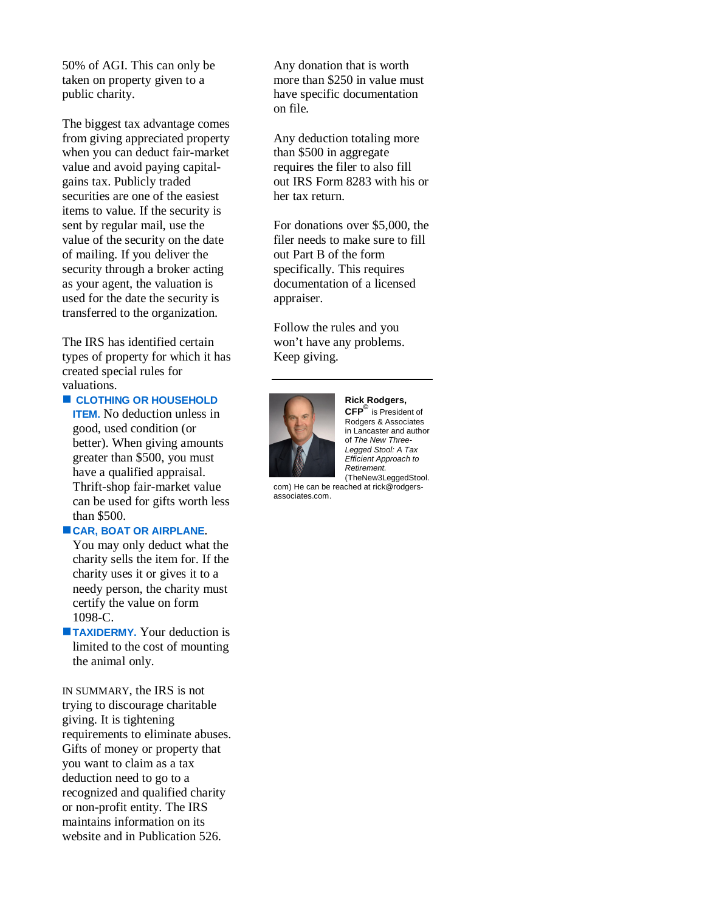50% of AGI. This can only be taken on property given to a public charity.

The biggest tax advantage comes from giving appreciated property when you can deduct fair-market value and avoid paying capital-gains tax. Publicly traded securities are one of the easiest items to value. If the security is sent by regular mail, use the value of the security on the date of mailing. If you deliver the security through a broker acting as your agent, the valuation is used for the date the security is transferred to the organization.

The IRS has identified certain types of property for which it has created special rules for valuations.

- **CLOTHING OR HOUSEHOLD ITEM.** No deduction unless in good, used condition (or better). When giving amounts greater than $500, you must have a qualified appraisal. Thrift-shop fair-market value can be used for gifts worth less than $500.
- **CAR, BOAT OR AIRPLANE.** You may only deduct what the charity sells the item for. If the charity uses it or gives it to a needy person, the charity must certify the value on form 1098-C.
- **TAXIDERMY.** Your deduction is limited to the cost of mounting the animal only.

IN SUMMARY, the IRS is not trying to discourage charitable giving. It is tightening requirements to eliminate abuses. Gifts of money or property that you want to claim as a tax deduction need to go to a recognized and qualified charity or non-profit entity. The IRS maintains information on its website and in Publication 526.

Any donation that is worth more than $250 in value must have specific documentation on file.

Any deduction totaling more than $500 in aggregate requires the filer to also fill out IRS Form 8283 with his or her tax return.

For donations over $5,000, the filer needs to make sure to fill out Part B of the form specifically. This requires documentation of a licensed appraiser.

Follow the rules and you won't have any problems. Keep giving.

---

**Rick Rodgers, CFP©** is President of Rodgers & Associates in Lancaster and author of *The New Three-Legged Stool: A Tax Efficient Approach to Retirement.* (TheNew3LeggedStool.com) He can be reached at rick@rodgers-associates.com.